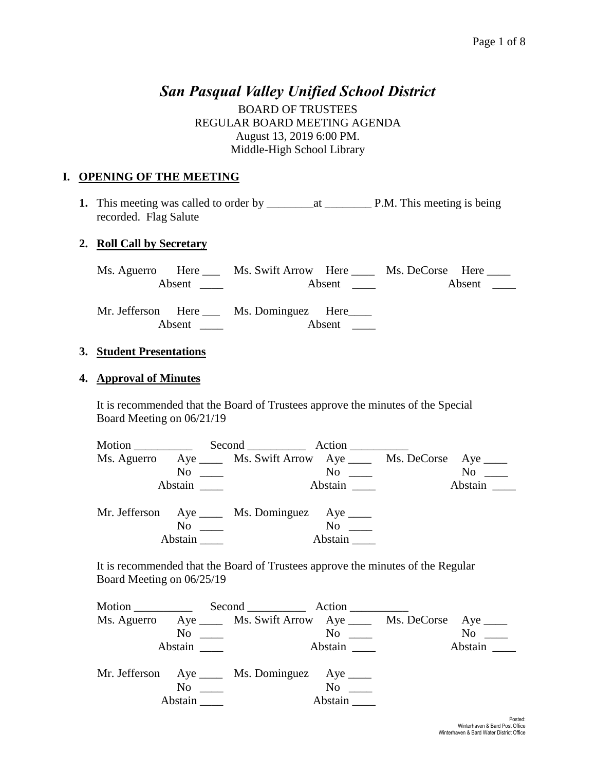# *San Pasqual Valley Unified School District*

BOARD OF TRUSTEES
REGULAR BOARD MEETING AGENDA
August 13, 2019 6:00 PM.
Middle-High School Library

## I. OPENING OF THE MEETING

**1.** This meeting was called to order by ________at ________ P.M. This meeting is being recorded. Flag Salute

**2. Roll Call by Secretary**

Ms. Aguerro Here ___ Absent ____ Ms. Swift Arrow Here ____ Absent ____ Ms. DeCorse Here ____ Absent ____

Mr. Jefferson Here ___ Absent ____ Ms. Dominguez Here____ Absent ____

**3. Student Presentations**

**4. Approval of Minutes**

It is recommended that the Board of Trustees approve the minutes of the Special Board Meeting on 06/21/19

Motion __________ Second __________ Action __________

Ms. Aguerro Aye ____ No ____ Abstain ____ Ms. Swift Arrow Aye ____ No ____ Abstain ____ Ms. DeCorse Aye ____ No ____ Abstain ____

Mr. Jefferson Aye ____ No ____ Abstain ____ Ms. Dominguez Aye ____ No ____ Abstain ____

It is recommended that the Board of Trustees approve the minutes of the Regular Board Meeting on 06/25/19

Motion __________ Second __________ Action __________

Ms. Aguerro Aye ____ No ____ Abstain ____ Ms. Swift Arrow Aye ____ No ____ Abstain ____ Ms. DeCorse Aye ____ No ____ Abstain ____

Mr. Jefferson Aye ____ No ____ Abstain ____ Ms. Dominguez Aye ____ No ____ Abstain ____

Posted:
Winterhaven & Bard Post Office
Winterhaven & Bard Water District Office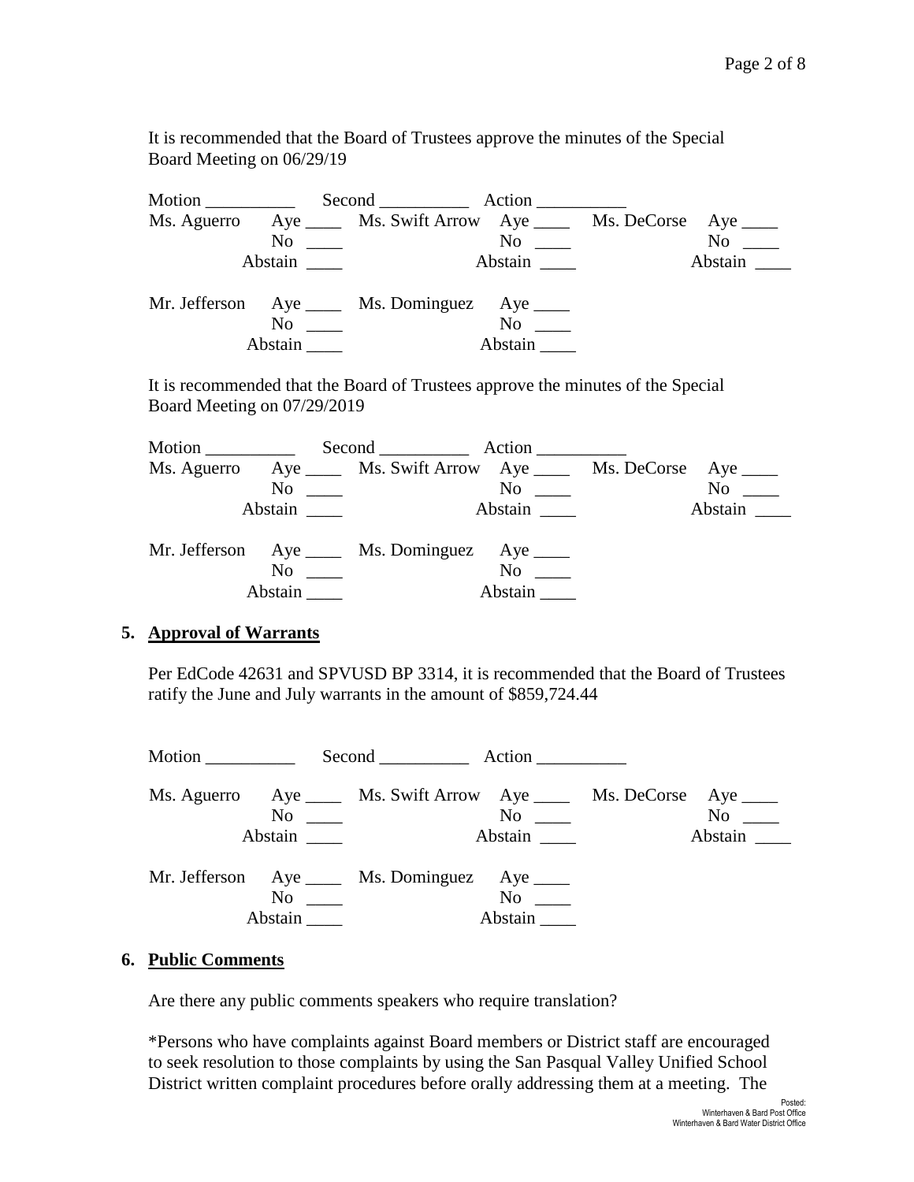It is recommended that the Board of Trustees approve the minutes of the Special Board Meeting on 06/29/19

Motion __________ Second __________ Action __________

| | | | | | |
|---|---|---|---|---|---|
| Ms. Aguerro | Aye ____ | Ms. Swift Arrow | Aye ____ | Ms. DeCorse | Aye ____ |
| | No ____ | | No ____ | | No ____ |
| | Abstain ____ | | Abstain ____ | | Abstain ____ |
| Mr. Jefferson | Aye ____ | Ms. Dominguez | Aye ____ | | |
| | No ____ | | No ____ | | |
| | Abstain ____ | | Abstain ____ | | |

It is recommended that the Board of Trustees approve the minutes of the Special Board Meeting on 07/29/2019

Motion __________ Second __________ Action __________

| | | | | | |
|---|---|---|---|---|---|
| Ms. Aguerro | Aye ____ | Ms. Swift Arrow | Aye ____ | Ms. DeCorse | Aye ____ |
| | No ____ | | No ____ | | No ____ |
| | Abstain ____ | | Abstain ____ | | Abstain ____ |
| Mr. Jefferson | Aye ____ | Ms. Dominguez | Aye ____ | | |
| | No ____ | | No ____ | | |
| | Abstain ____ | | Abstain ____ | | |

## 5. Approval of Warrants

Per EdCode 42631 and SPVUSD BP 3314, it is recommended that the Board of Trustees ratify the June and July warrants in the amount of $859,724.44

Motion __________ Second __________ Action __________

| | | | | | |
|---|---|---|---|---|---|
| Ms. Aguerro | Aye ____ | Ms. Swift Arrow | Aye ____ | Ms. DeCorse | Aye ____ |
| | No ____ | | No ____ | | No ____ |
| | Abstain ____ | | Abstain ____ | | Abstain ____ |
| Mr. Jefferson | Aye ____ | Ms. Dominguez | Aye ____ | | |
| | No ____ | | No ____ | | |
| | Abstain ____ | | Abstain ____ | | |

## 6. Public Comments

Are there any public comments speakers who require translation?

*Persons who have complaints against Board members or District staff are encouraged to seek resolution to those complaints by using the San Pasqual Valley Unified School District written complaint procedures before orally addressing them at a meeting. The

Posted:
Winterhaven & Bard Post Office
Winterhaven & Bard Water District Office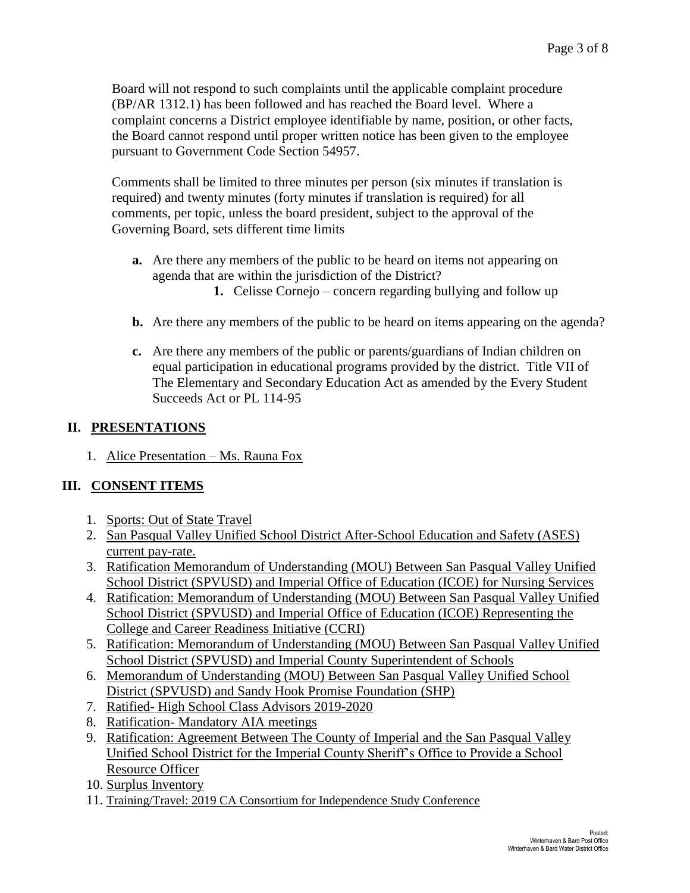Board will not respond to such complaints until the applicable complaint procedure (BP/AR 1312.1) has been followed and has reached the Board level. Where a complaint concerns a District employee identifiable by name, position, or other facts, the Board cannot respond until proper written notice has been given to the employee pursuant to Government Code Section 54957.

Comments shall be limited to three minutes per person (six minutes if translation is required) and twenty minutes (forty minutes if translation is required) for all comments, per topic, unless the board president, subject to the approval of the Governing Board, sets different time limits

- **a.** Are there any members of the public to be heard on items not appearing on agenda that are within the jurisdiction of the District?
  - **1.** Celisse Cornejo – concern regarding bullying and follow up
- **b.** Are there any members of the public to be heard on items appearing on the agenda?
- **c.** Are there any members of the public or parents/guardians of Indian children on equal participation in educational programs provided by the district. Title VII of The Elementary and Secondary Education Act as amended by the Every Student Succeeds Act or PL 114-95

## II. PRESENTATIONS

1. Alice Presentation – Ms. Rauna Fox

## III. CONSENT ITEMS

1. Sports: Out of State Travel
2. San Pasqual Valley Unified School District After-School Education and Safety (ASES) current pay-rate.
3. Ratification Memorandum of Understanding (MOU) Between San Pasqual Valley Unified School District (SPVUSD) and Imperial Office of Education (ICOE) for Nursing Services
4. Ratification: Memorandum of Understanding (MOU) Between San Pasqual Valley Unified School District (SPVUSD) and Imperial Office of Education (ICOE) Representing the College and Career Readiness Initiative (CCRI)
5. Ratification: Memorandum of Understanding (MOU) Between San Pasqual Valley Unified School District (SPVUSD) and Imperial County Superintendent of Schools
6. Memorandum of Understanding (MOU) Between San Pasqual Valley Unified School District (SPVUSD) and Sandy Hook Promise Foundation (SHP)
7. Ratified- High School Class Advisors 2019-2020
8. Ratification- Mandatory AIA meetings
9. Ratification: Agreement Between The County of Imperial and the San Pasqual Valley Unified School District for the Imperial County Sheriff's Office to Provide a School Resource Officer
10. Surplus Inventory
11. Training/Travel: 2019 CA Consortium for Independence Study Conference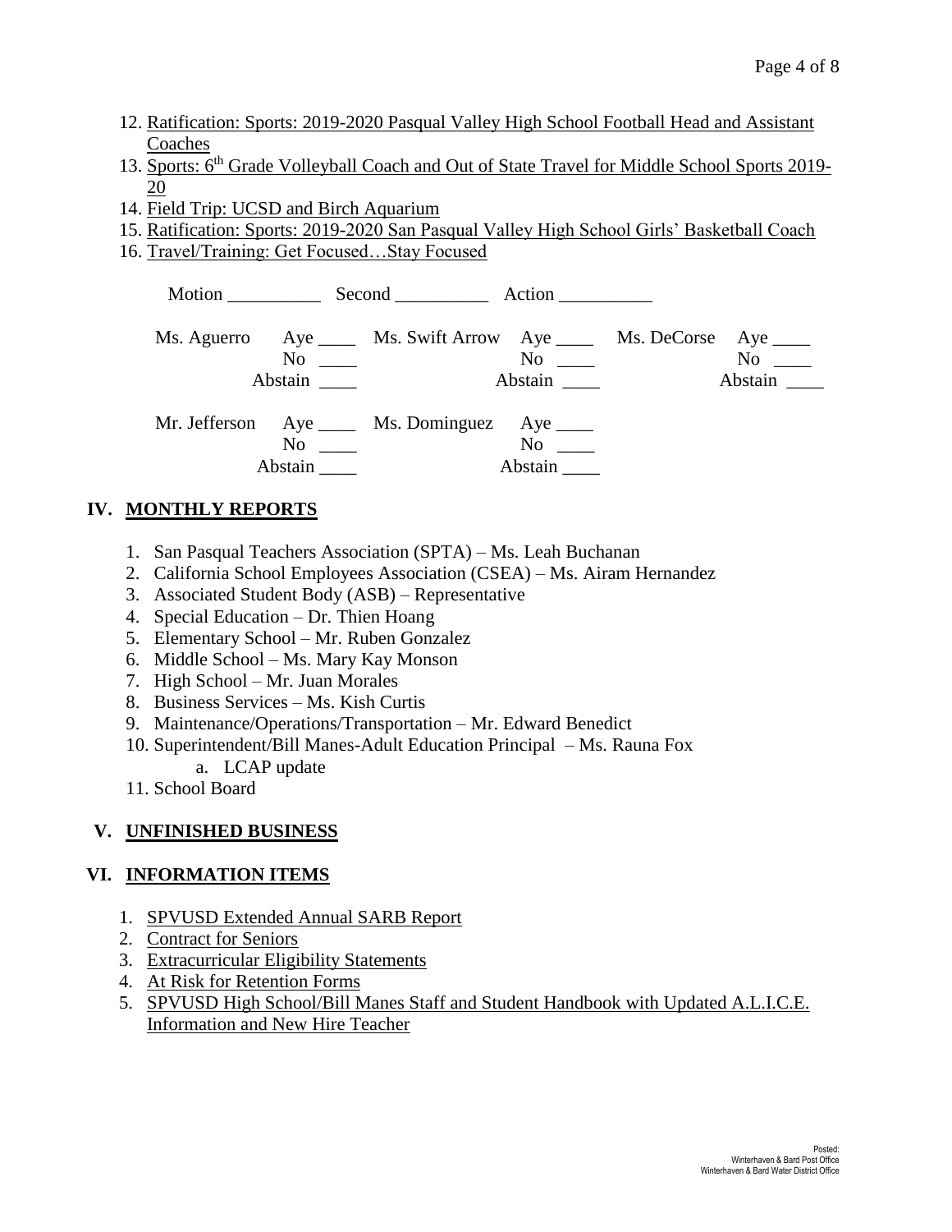12. Ratification: Sports: 2019-2020 Pasqual Valley High School Football Head and Assistant Coaches
13. Sports: 6th Grade Volleyball Coach and Out of State Travel for Middle School Sports 2019-20
14. Field Trip: UCSD and Birch Aquarium
15. Ratification: Sports: 2019-2020 San Pasqual Valley High School Girls' Basketball Coach
16. Travel/Training: Get Focused…Stay Focused

Motion __________ Second __________ Action __________

| | | | | | |
|---|---|---|---|---|---|
| Ms. Aguerro | Aye ____ | Ms. Swift Arrow | Aye ____ | Ms. DeCorse | Aye ____ |
| | No ____ | | No ____ | | No ____ |
| | Abstain ____ | | Abstain ____ | | Abstain ____ |
| Mr. Jefferson | Aye ____ | Ms. Dominguez | Aye ____ | | |
| | No ____ | | No ____ | | |
| | Abstain ____ | | Abstain ____ | | |

## IV. MONTHLY REPORTS

1. San Pasqual Teachers Association (SPTA) – Ms. Leah Buchanan
2. California School Employees Association (CSEA) – Ms. Airam Hernandez
3. Associated Student Body (ASB) – Representative
4. Special Education – Dr. Thien Hoang
5. Elementary School – Mr. Ruben Gonzalez
6. Middle School – Ms. Mary Kay Monson
7. High School – Mr. Juan Morales
8. Business Services – Ms. Kish Curtis
9. Maintenance/Operations/Transportation – Mr. Edward Benedict
10. Superintendent/Bill Manes-Adult Education Principal – Ms. Rauna Fox
    a. LCAP update
11. School Board

## V. UNFINISHED BUSINESS

## VI. INFORMATION ITEMS

1. SPVUSD Extended Annual SARB Report
2. Contract for Seniors
3. Extracurricular Eligibility Statements
4. At Risk for Retention Forms
5. SPVUSD High School/Bill Manes Staff and Student Handbook with Updated A.L.I.C.E. Information and New Hire Teacher

Posted:
Winterhaven & Bard Post Office
Winterhaven & Bard Water District Office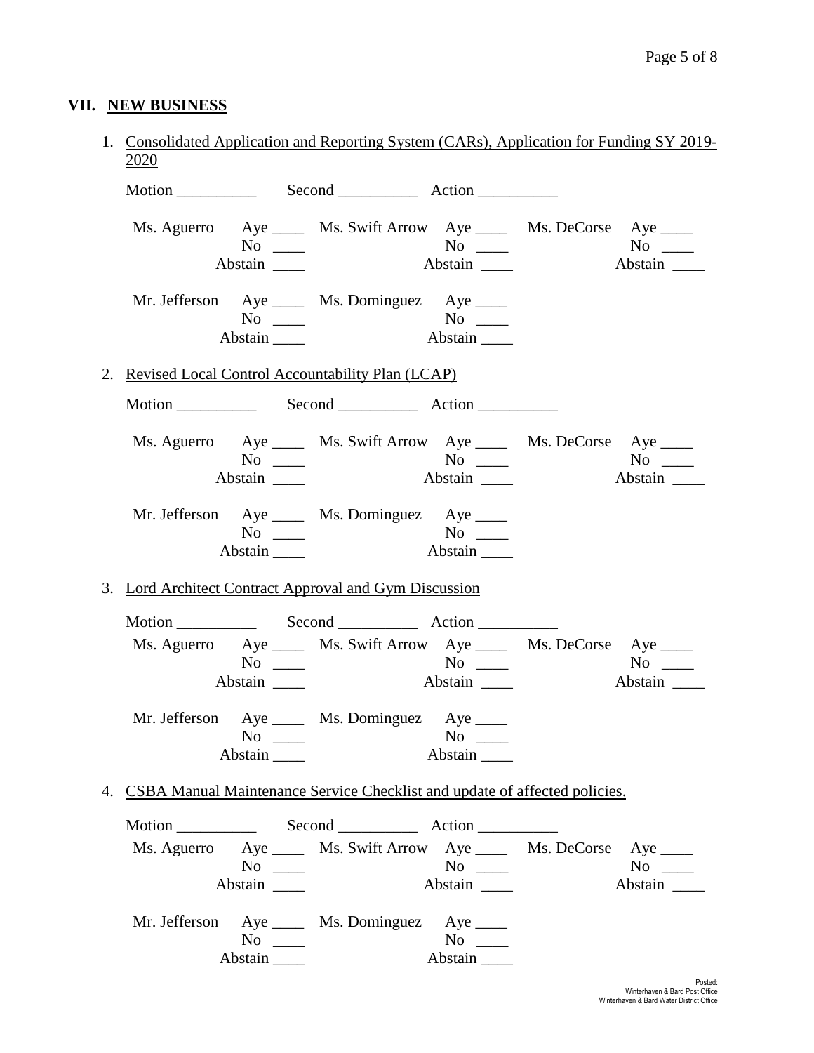## VII. NEW BUSINESS

1. Consolidated Application and Reporting System (CARs), Application for Funding SY 2019-2020

   Motion __________ Second __________ Action __________

   Ms. Aguerro Aye ____ No ____ Abstain ____ Ms. Swift Arrow Aye ____ No ____ Abstain ____ Ms. DeCorse Aye ____ No ____ Abstain ____

   Mr. Jefferson Aye ____ No ____ Abstain ____ Ms. Dominguez Aye ____ No ____ Abstain ____

2. Revised Local Control Accountability Plan (LCAP)

   Motion __________ Second __________ Action __________

   Ms. Aguerro Aye ____ No ____ Abstain ____ Ms. Swift Arrow Aye ____ No ____ Abstain ____ Ms. DeCorse Aye ____ No ____ Abstain ____

   Mr. Jefferson Aye ____ No ____ Abstain ____ Ms. Dominguez Aye ____ No ____ Abstain ____

3. Lord Architect Contract Approval and Gym Discussion

   Motion __________ Second __________ Action __________

   Ms. Aguerro Aye ____ No ____ Abstain ____ Ms. Swift Arrow Aye ____ No ____ Abstain ____ Ms. DeCorse Aye ____ No ____ Abstain ____

   Mr. Jefferson Aye ____ No ____ Abstain ____ Ms. Dominguez Aye ____ No ____ Abstain ____

4. CSBA Manual Maintenance Service Checklist and update of affected policies.

   Motion __________ Second __________ Action __________

   Ms. Aguerro Aye ____ No ____ Abstain ____ Ms. Swift Arrow Aye ____ No ____ Abstain ____ Ms. DeCorse Aye ____ No ____ Abstain ____

   Mr. Jefferson Aye ____ No ____ Abstain ____ Ms. Dominguez Aye ____ No ____ Abstain ____

Posted:
Winterhaven & Bard Post Office
Winterhaven & Bard Water District Office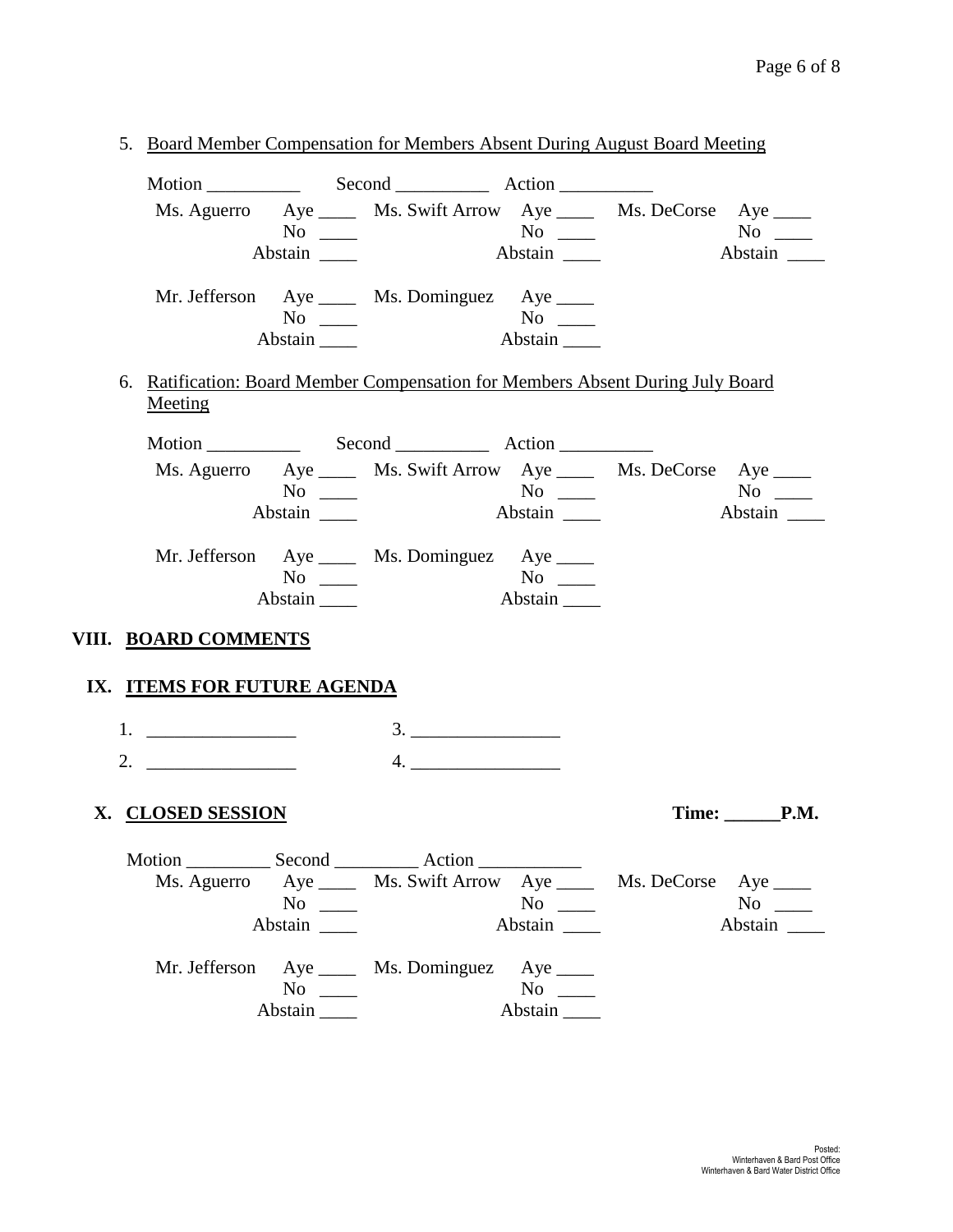5. <u>Board Member Compensation for Members Absent During August Board Meeting</u>

Motion __________ Second __________ Action __________

| | | | | | |
|---|---|---|---|---|---|
| Ms. Aguerro | Aye ____ | Ms. Swift Arrow | Aye ____ | Ms. DeCorse | Aye ____ |
| | No ____ | | No ____ | | No ____ |
| | Abstain ____ | | Abstain ____ | | Abstain ____ |
| Mr. Jefferson | Aye ____ | Ms. Dominguez | Aye ____ | | |
| | No ____ | | No ____ | | |
| | Abstain ____ | | Abstain ____ | | |

6. <u>Ratification: Board Member Compensation for Members Absent During July Board Meeting</u>

Motion __________ Second __________ Action __________

| | | | | | |
|---|---|---|---|---|---|
| Ms. Aguerro | Aye ____ | Ms. Swift Arrow | Aye ____ | Ms. DeCorse | Aye ____ |
| | No ____ | | No ____ | | No ____ |
| | Abstain ____ | | Abstain ____ | | Abstain ____ |
| Mr. Jefferson | Aye ____ | Ms. Dominguez | Aye ____ | | |
| | No ____ | | No ____ | | |
| | Abstain ____ | | Abstain ____ | | |

## VIII. BOARD COMMENTS

## IX. ITEMS FOR FUTURE AGENDA

1. ________________  3. ________________
2. ________________  4. ________________

## X. CLOSED SESSION

**Time: ______P.M.**

Motion _________ Second _________ Action ___________

| | | | | | |
|---|---|---|---|---|---|
| Ms. Aguerro | Aye ____ | Ms. Swift Arrow | Aye ____ | Ms. DeCorse | Aye ____ |
| | No ____ | | No ____ | | No ____ |
| | Abstain ____ | | Abstain ____ | | Abstain ____ |
| Mr. Jefferson | Aye ____ | Ms. Dominguez | Aye ____ | | |
| | No ____ | | No ____ | | |
| | Abstain ____ | | Abstain ____ | | |

Posted:
Winterhaven & Bard Post Office
Winterhaven & Bard Water District Office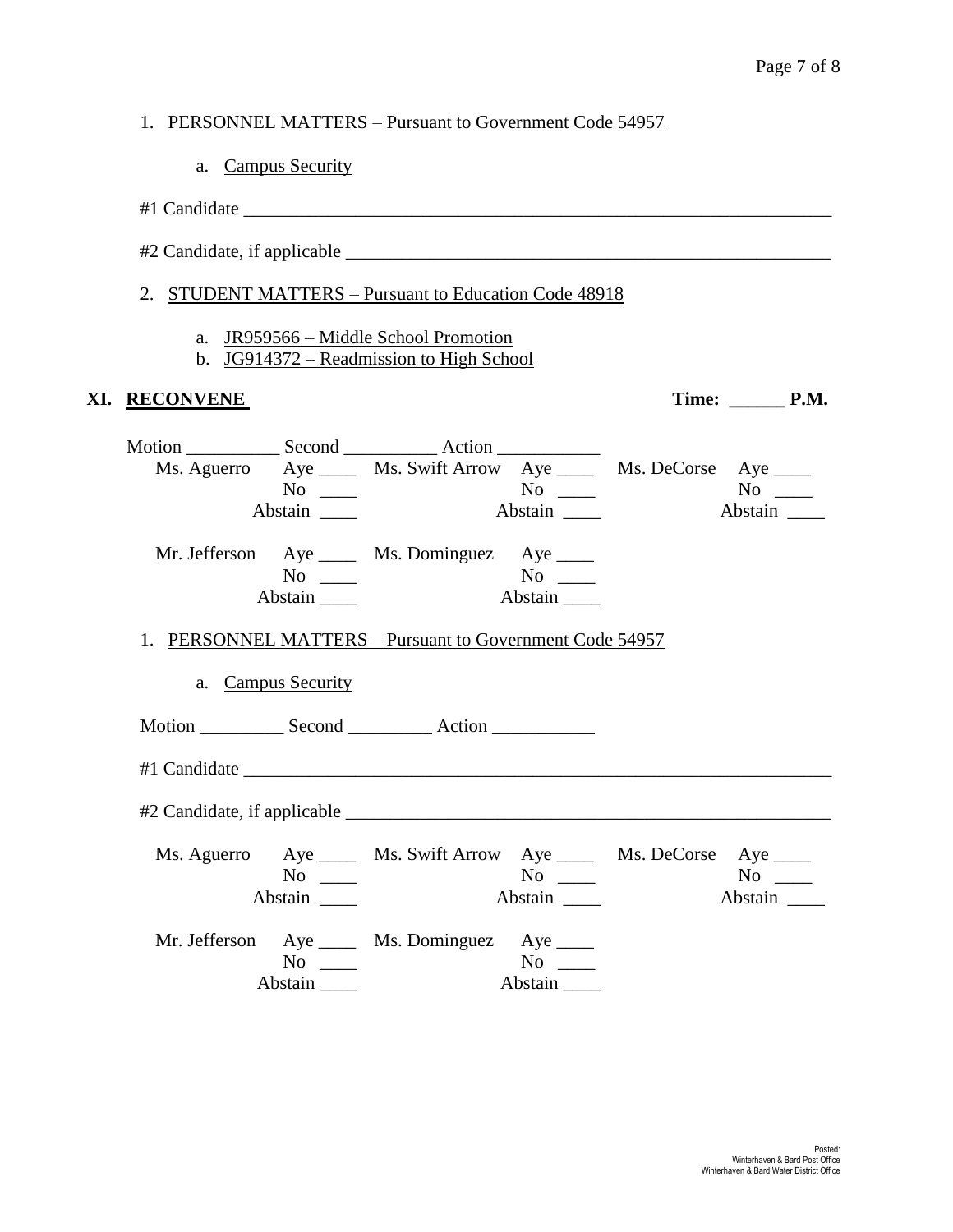1. PERSONNEL MATTERS – Pursuant to Government Code 54957

   a. Campus Security

#1 Candidate ________________________________________________________________

#2 Candidate, if applicable ______________________________________________________

2. STUDENT MATTERS – Pursuant to Education Code 48918

   a. JR959566 – Middle School Promotion
   b. JG914372 – Readmission to High School

## XI. RECONVENE **Time: ______ P.M.**

Motion __________ Second __________ Action ___________

| | | | | | |
|---|---|---|---|---|---|
| Ms. Aguerro | Aye ____ | Ms. Swift Arrow | Aye ____ | Ms. DeCorse | Aye ____ |
| | No ____ | | No ____ | | No ____ |
| | Abstain ____ | | Abstain ____ | | Abstain ____ |
| Mr. Jefferson | Aye ____ | Ms. Dominguez | Aye ____ | | |
| | No ____ | | No ____ | | |
| | Abstain ____ | | Abstain ____ | | |

1. PERSONNEL MATTERS – Pursuant to Government Code 54957

   a. Campus Security

Motion _________ Second _________ Action ___________

#1 Candidate ________________________________________________________________

#2 Candidate, if applicable ______________________________________________________

| | | | | | |
|---|---|---|---|---|---|
| Ms. Aguerro | Aye ____ | Ms. Swift Arrow | Aye ____ | Ms. DeCorse | Aye ____ |
| | No ____ | | No ____ | | No ____ |
| | Abstain ____ | | Abstain ____ | | Abstain ____ |
| Mr. Jefferson | Aye ____ | Ms. Dominguez | Aye ____ | | |
| | No ____ | | No ____ | | |
| | Abstain ____ | | Abstain ____ | | |

Posted:
Winterhaven & Bard Post Office
Winterhaven & Bard Water District Office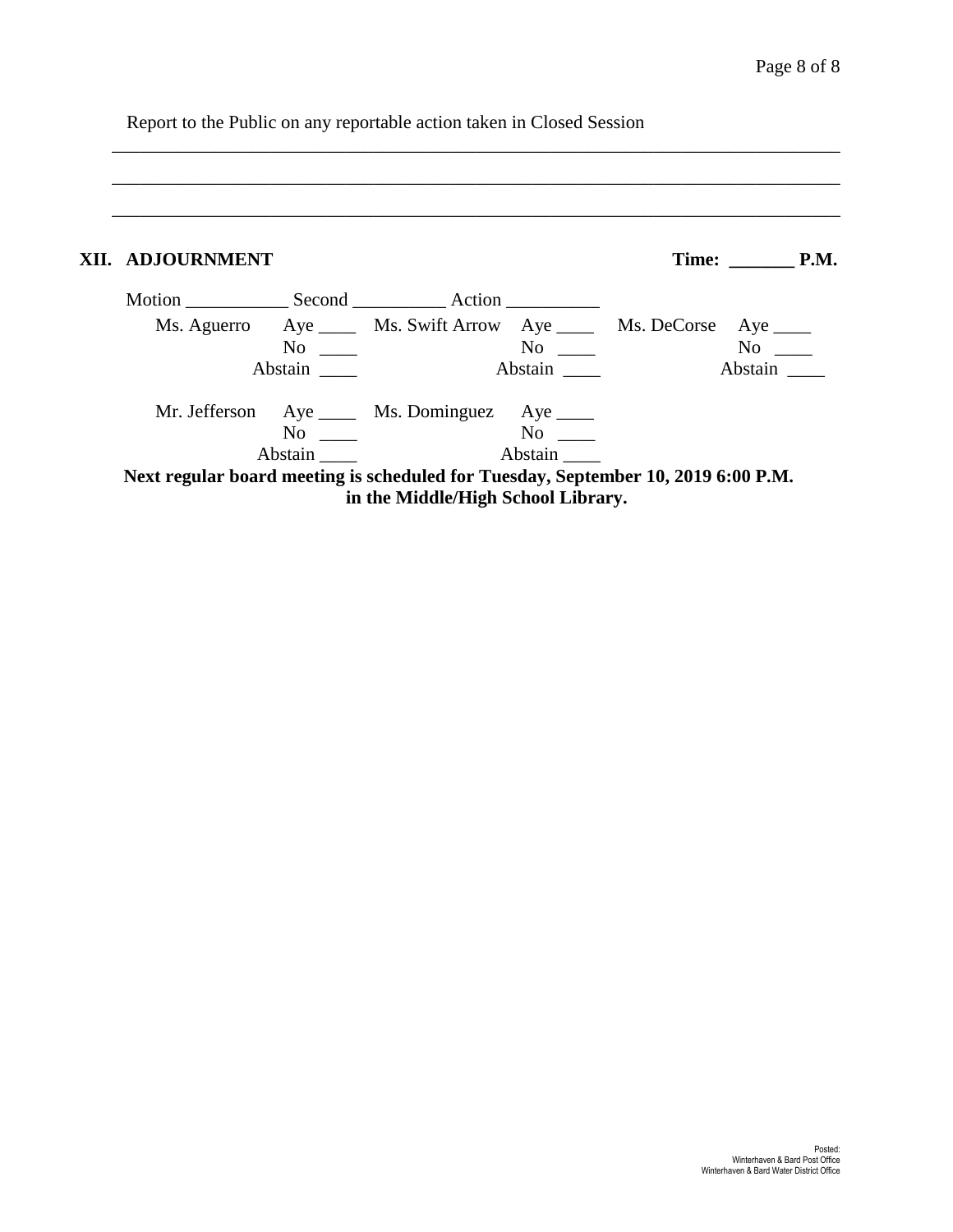Report to the Public on any reportable action taken in Closed Session

________________________________________________________________________________

________________________________________________________________________________

________________________________________________________________________________

## XII. ADJOURNMENT

**Time: _______ P.M.**

Motion ___________ Second __________ Action __________

| | | | | | |
|---|---|---|---|---|---|
| Ms. Aguerro | Aye ____ | Ms. Swift Arrow | Aye ____ | Ms. DeCorse | Aye ____ |
| | No ____ | | No ____ | | No ____ |
| | Abstain ____ | | Abstain ____ | | Abstain ____ |
| Mr. Jefferson | Aye ____ | Ms. Dominguez | Aye ____ | | |
| | No ____ | | No ____ | | |
| | Abstain ____ | | Abstain ____ | | |

**Next regular board meeting is scheduled for Tuesday, September 10, 2019 6:00 P.M. in the Middle/High School Library.**

Posted:
Winterhaven & Bard Post Office
Winterhaven & Bard Water District Office